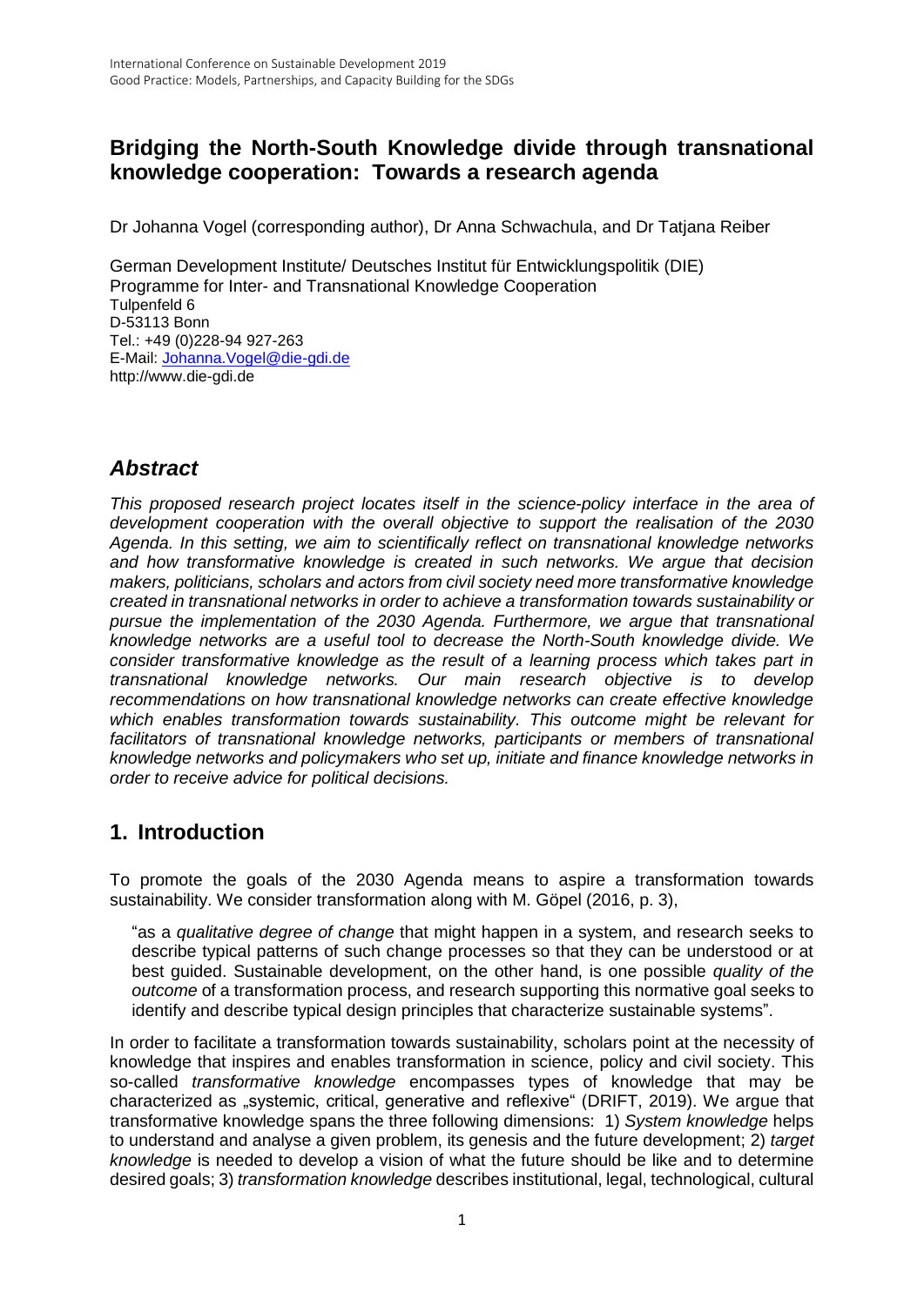# Bridging the North-South Knowledge divide through transnational knowledge cooperation: Towards a research agenda

Dr Johanna Vogel (corresponding author), Dr Anna Schwachula, and Dr Tatjana Reiber

German Development Institute/ Deutsches Institut für Entwicklungspolitik (DIE)
Programme for Inter- and Transnational Knowledge Cooperation
Tulpenfeld 6
D-53113 Bonn
Tel.: +49 (0)228-94 927-263
E-Mail: Johanna.Vogel@die-gdi.de
http://www.die-gdi.de

## *Abstract*

*This proposed research project locates itself in the science-policy interface in the area of development cooperation with the overall objective to support the realisation of the 2030 Agenda. In this setting, we aim to scientifically reflect on transnational knowledge networks and how transformative knowledge is created in such networks. We argue that decision makers, politicians, scholars and actors from civil society need more transformative knowledge created in transnational networks in order to achieve a transformation towards sustainability or pursue the implementation of the 2030 Agenda. Furthermore, we argue that transnational knowledge networks are a useful tool to decrease the North-South knowledge divide. We consider transformative knowledge as the result of a learning process which takes part in transnational knowledge networks. Our main research objective is to develop recommendations on how transnational knowledge networks can create effective knowledge which enables transformation towards sustainability. This outcome might be relevant for facilitators of transnational knowledge networks, participants or members of transnational knowledge networks and policymakers who set up, initiate and finance knowledge networks in order to receive advice for political decisions.*

## 1. Introduction

To promote the goals of the 2030 Agenda means to aspire a transformation towards sustainability. We consider transformation along with M. Göpel (2016, p. 3),

> "as a *qualitative degree of change* that might happen in a system, and research seeks to describe typical patterns of such change processes so that they can be understood or at best guided. Sustainable development, on the other hand, is one possible *quality of the outcome* of a transformation process, and research supporting this normative goal seeks to identify and describe typical design principles that characterize sustainable systems".

In order to facilitate a transformation towards sustainability, scholars point at the necessity of knowledge that inspires and enables transformation in science, policy and civil society. This so-called *transformative knowledge* encompasses types of knowledge that may be characterized as „systemic, critical, generative and reflexive" (DRIFT, 2019). We argue that transformative knowledge spans the three following dimensions: 1) *System knowledge* helps to understand and analyse a given problem, its genesis and the future development; 2) *target knowledge* is needed to develop a vision of what the future should be like and to determine desired goals; 3) *transformation knowledge* describes institutional, legal, technological, cultural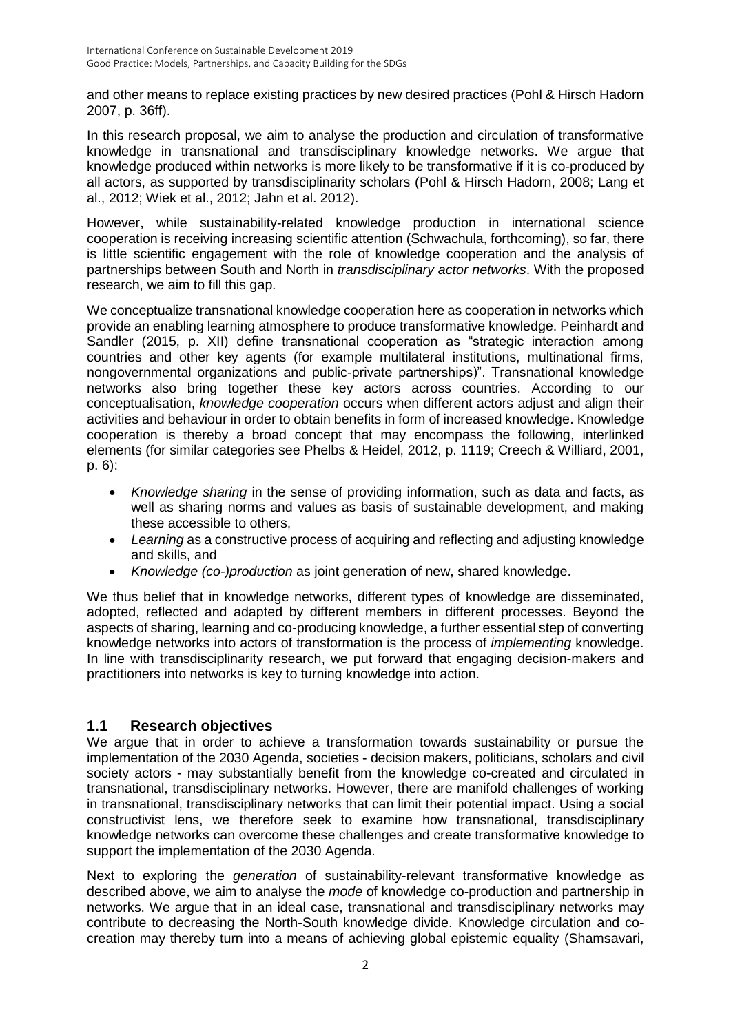and other means to replace existing practices by new desired practices (Pohl & Hirsch Hadorn 2007, p. 36ff).

In this research proposal, we aim to analyse the production and circulation of transformative knowledge in transnational and transdisciplinary knowledge networks. We argue that knowledge produced within networks is more likely to be transformative if it is co-produced by all actors, as supported by transdisciplinarity scholars (Pohl & Hirsch Hadorn, 2008; Lang et al., 2012; Wiek et al., 2012; Jahn et al. 2012).

However, while sustainability-related knowledge production in international science cooperation is receiving increasing scientific attention (Schwachula, forthcoming), so far, there is little scientific engagement with the role of knowledge cooperation and the analysis of partnerships between South and North in *transdisciplinary actor networks*. With the proposed research, we aim to fill this gap.

We conceptualize transnational knowledge cooperation here as cooperation in networks which provide an enabling learning atmosphere to produce transformative knowledge. Peinhardt and Sandler (2015, p. XII) define transnational cooperation as "strategic interaction among countries and other key agents (for example multilateral institutions, multinational firms, nongovernmental organizations and public-private partnerships)". Transnational knowledge networks also bring together these key actors across countries. According to our conceptualisation, *knowledge cooperation* occurs when different actors adjust and align their activities and behaviour in order to obtain benefits in form of increased knowledge. Knowledge cooperation is thereby a broad concept that may encompass the following, interlinked elements (for similar categories see Phelbs & Heidel, 2012, p. 1119; Creech & Williard, 2001, p. 6):

- *Knowledge sharing* in the sense of providing information, such as data and facts, as well as sharing norms and values as basis of sustainable development, and making these accessible to others,
- *Learning* as a constructive process of acquiring and reflecting and adjusting knowledge and skills, and
- *Knowledge (co-)production* as joint generation of new, shared knowledge.

We thus belief that in knowledge networks, different types of knowledge are disseminated, adopted, reflected and adapted by different members in different processes. Beyond the aspects of sharing, learning and co-producing knowledge, a further essential step of converting knowledge networks into actors of transformation is the process of *implementing* knowledge. In line with transdisciplinarity research, we put forward that engaging decision-makers and practitioners into networks is key to turning knowledge into action.

## 1.1 Research objectives

We argue that in order to achieve a transformation towards sustainability or pursue the implementation of the 2030 Agenda, societies - decision makers, politicians, scholars and civil society actors - may substantially benefit from the knowledge co-created and circulated in transnational, transdisciplinary networks. However, there are manifold challenges of working in transnational, transdisciplinary networks that can limit their potential impact. Using a social constructivist lens, we therefore seek to examine how transnational, transdisciplinary knowledge networks can overcome these challenges and create transformative knowledge to support the implementation of the 2030 Agenda.

Next to exploring the *generation* of sustainability-relevant transformative knowledge as described above, we aim to analyse the *mode* of knowledge co-production and partnership in networks. We argue that in an ideal case, transnational and transdisciplinary networks may contribute to decreasing the North-South knowledge divide. Knowledge circulation and co-creation may thereby turn into a means of achieving global epistemic equality (Shamsavari,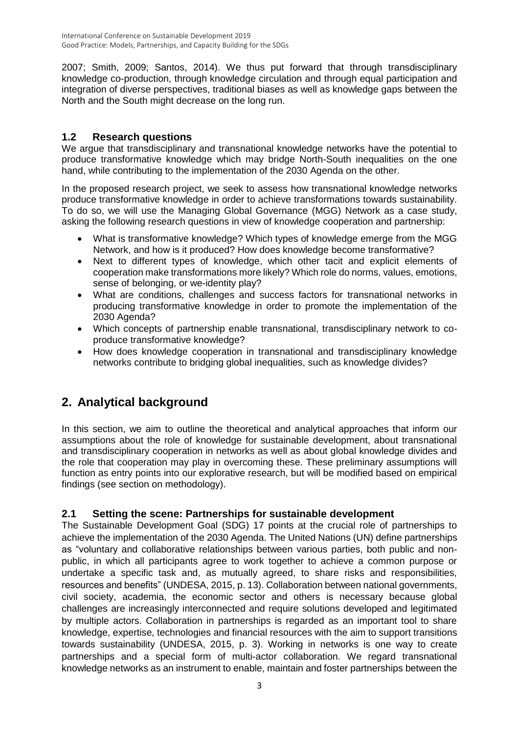2007; Smith, 2009; Santos, 2014). We thus put forward that through transdisciplinary knowledge co-production, through knowledge circulation and through equal participation and integration of diverse perspectives, traditional biases as well as knowledge gaps between the North and the South might decrease on the long run.

### 1.2 Research questions

We argue that transdisciplinary and transnational knowledge networks have the potential to produce transformative knowledge which may bridge North-South inequalities on the one hand, while contributing to the implementation of the 2030 Agenda on the other.

In the proposed research project, we seek to assess how transnational knowledge networks produce transformative knowledge in order to achieve transformations towards sustainability. To do so, we will use the Managing Global Governance (MGG) Network as a case study, asking the following research questions in view of knowledge cooperation and partnership:

- What is transformative knowledge? Which types of knowledge emerge from the MGG Network, and how is it produced? How does knowledge become transformative?
- Next to different types of knowledge, which other tacit and explicit elements of cooperation make transformations more likely? Which role do norms, values, emotions, sense of belonging, or we-identity play?
- What are conditions, challenges and success factors for transnational networks in producing transformative knowledge in order to promote the implementation of the 2030 Agenda?
- Which concepts of partnership enable transnational, transdisciplinary network to co-produce transformative knowledge?
- How does knowledge cooperation in transnational and transdisciplinary knowledge networks contribute to bridging global inequalities, such as knowledge divides?

## 2. Analytical background

In this section, we aim to outline the theoretical and analytical approaches that inform our assumptions about the role of knowledge for sustainable development, about transnational and transdisciplinary cooperation in networks as well as about global knowledge divides and the role that cooperation may play in overcoming these. These preliminary assumptions will function as entry points into our explorative research, but will be modified based on empirical findings (see section on methodology).

### 2.1 Setting the scene: Partnerships for sustainable development

The Sustainable Development Goal (SDG) 17 points at the crucial role of partnerships to achieve the implementation of the 2030 Agenda. The United Nations (UN) define partnerships as "voluntary and collaborative relationships between various parties, both public and non-public, in which all participants agree to work together to achieve a common purpose or undertake a specific task and, as mutually agreed, to share risks and responsibilities, resources and benefits" (UNDESA, 2015, p. 13). Collaboration between national governments, civil society, academia, the economic sector and others is necessary because global challenges are increasingly interconnected and require solutions developed and legitimated by multiple actors. Collaboration in partnerships is regarded as an important tool to share knowledge, expertise, technologies and financial resources with the aim to support transitions towards sustainability (UNDESA, 2015, p. 3). Working in networks is one way to create partnerships and a special form of multi-actor collaboration. We regard transnational knowledge networks as an instrument to enable, maintain and foster partnerships between the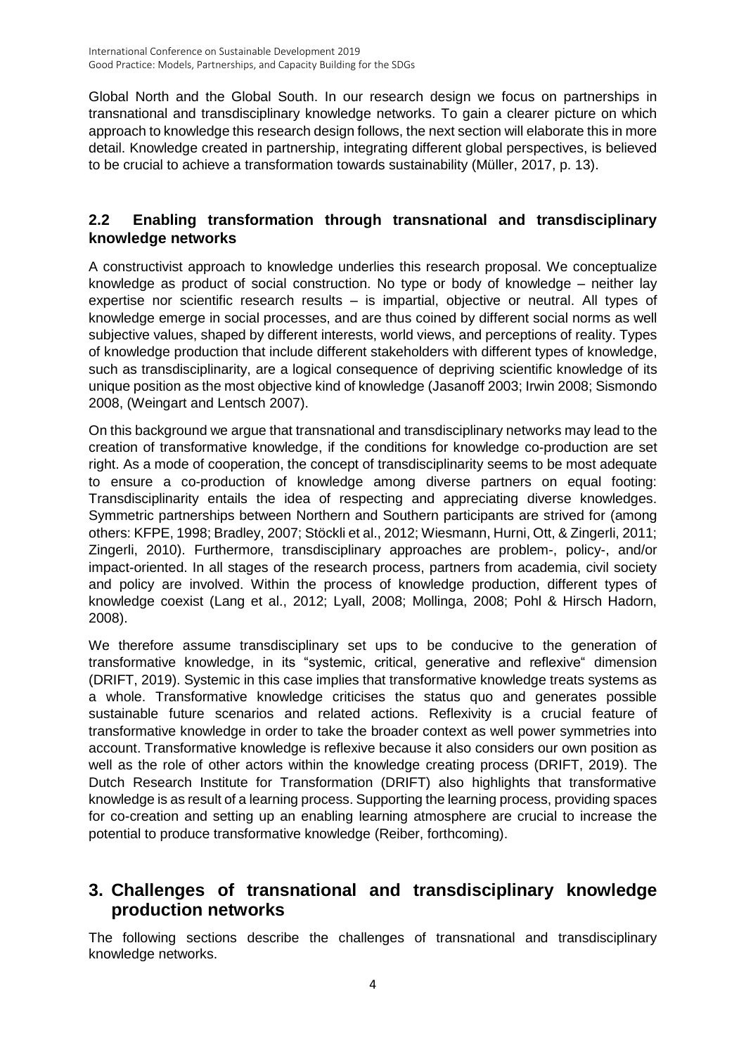Global North and the Global South. In our research design we focus on partnerships in transnational and transdisciplinary knowledge networks. To gain a clearer picture on which approach to knowledge this research design follows, the next section will elaborate this in more detail. Knowledge created in partnership, integrating different global perspectives, is believed to be crucial to achieve a transformation towards sustainability (Müller, 2017, p. 13).

### 2.2 Enabling transformation through transnational and transdisciplinary knowledge networks

A constructivist approach to knowledge underlies this research proposal. We conceptualize knowledge as product of social construction. No type or body of knowledge – neither lay expertise nor scientific research results – is impartial, objective or neutral. All types of knowledge emerge in social processes, and are thus coined by different social norms as well subjective values, shaped by different interests, world views, and perceptions of reality. Types of knowledge production that include different stakeholders with different types of knowledge, such as transdisciplinarity, are a logical consequence of depriving scientific knowledge of its unique position as the most objective kind of knowledge (Jasanoff 2003; Irwin 2008; Sismondo 2008, (Weingart and Lentsch 2007).

On this background we argue that transnational and transdisciplinary networks may lead to the creation of transformative knowledge, if the conditions for knowledge co-production are set right. As a mode of cooperation, the concept of transdisciplinarity seems to be most adequate to ensure a co-production of knowledge among diverse partners on equal footing: Transdisciplinarity entails the idea of respecting and appreciating diverse knowledges. Symmetric partnerships between Northern and Southern participants are strived for (among others: KFPE, 1998; Bradley, 2007; Stöckli et al., 2012; Wiesmann, Hurni, Ott, & Zingerli, 2011; Zingerli, 2010). Furthermore, transdisciplinary approaches are problem-, policy-, and/or impact-oriented. In all stages of the research process, partners from academia, civil society and policy are involved. Within the process of knowledge production, different types of knowledge coexist (Lang et al., 2012; Lyall, 2008; Mollinga, 2008; Pohl & Hirsch Hadorn, 2008).

We therefore assume transdisciplinary set ups to be conducive to the generation of transformative knowledge, in its "systemic, critical, generative and reflexive" dimension (DRIFT, 2019). Systemic in this case implies that transformative knowledge treats systems as a whole. Transformative knowledge criticises the status quo and generates possible sustainable future scenarios and related actions. Reflexivity is a crucial feature of transformative knowledge in order to take the broader context as well power symmetries into account. Transformative knowledge is reflexive because it also considers our own position as well as the role of other actors within the knowledge creating process (DRIFT, 2019). The Dutch Research Institute for Transformation (DRIFT) also highlights that transformative knowledge is as result of a learning process. Supporting the learning process, providing spaces for co-creation and setting up an enabling learning atmosphere are crucial to increase the potential to produce transformative knowledge (Reiber, forthcoming).

## 3. Challenges of transnational and transdisciplinary knowledge production networks

The following sections describe the challenges of transnational and transdisciplinary knowledge networks.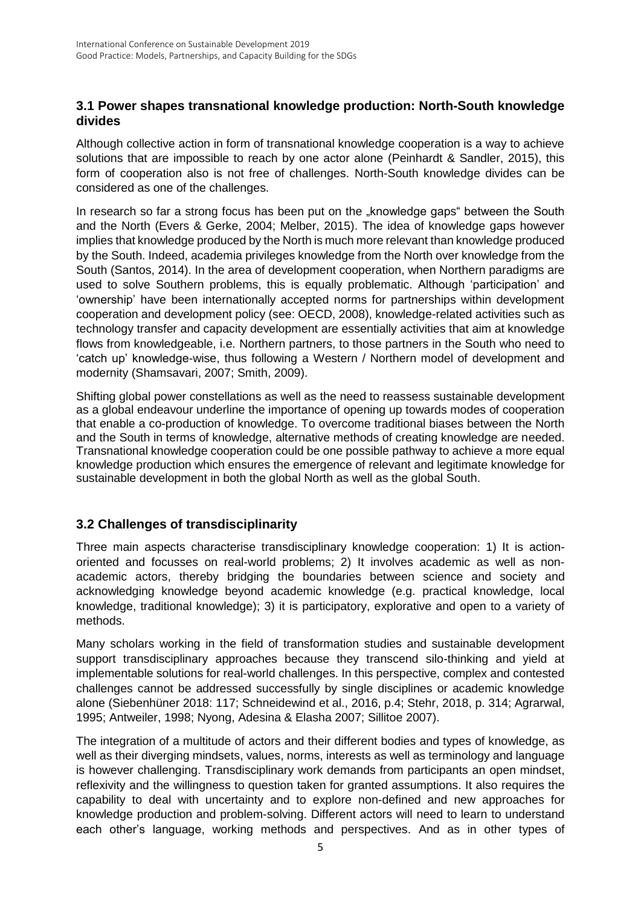### 3.1 Power shapes transnational knowledge production: North-South knowledge divides

Although collective action in form of transnational knowledge cooperation is a way to achieve solutions that are impossible to reach by one actor alone (Peinhardt & Sandler, 2015), this form of cooperation also is not free of challenges. North-South knowledge divides can be considered as one of the challenges.

In research so far a strong focus has been put on the „knowledge gaps“ between the South and the North (Evers & Gerke, 2004; Melber, 2015). The idea of knowledge gaps however implies that knowledge produced by the North is much more relevant than knowledge produced by the South. Indeed, academia privileges knowledge from the North over knowledge from the South (Santos, 2014). In the area of development cooperation, when Northern paradigms are used to solve Southern problems, this is equally problematic. Although 'participation' and 'ownership' have been internationally accepted norms for partnerships within development cooperation and development policy (see: OECD, 2008), knowledge-related activities such as technology transfer and capacity development are essentially activities that aim at knowledge flows from knowledgeable, i.e. Northern partners, to those partners in the South who need to 'catch up' knowledge-wise, thus following a Western / Northern model of development and modernity (Shamsavari, 2007; Smith, 2009).

Shifting global power constellations as well as the need to reassess sustainable development as a global endeavour underline the importance of opening up towards modes of cooperation that enable a co-production of knowledge. To overcome traditional biases between the North and the South in terms of knowledge, alternative methods of creating knowledge are needed. Transnational knowledge cooperation could be one possible pathway to achieve a more equal knowledge production which ensures the emergence of relevant and legitimate knowledge for sustainable development in both the global North as well as the global South.

### 3.2 Challenges of transdisciplinarity

Three main aspects characterise transdisciplinary knowledge cooperation: 1) It is action-oriented and focusses on real-world problems; 2) It involves academic as well as non-academic actors, thereby bridging the boundaries between science and society and acknowledging knowledge beyond academic knowledge (e.g. practical knowledge, local knowledge, traditional knowledge); 3) it is participatory, explorative and open to a variety of methods.

Many scholars working in the field of transformation studies and sustainable development support transdisciplinary approaches because they transcend silo-thinking and yield at implementable solutions for real-world challenges. In this perspective, complex and contested challenges cannot be addressed successfully by single disciplines or academic knowledge alone (Siebenhüner 2018: 117; Schneidewind et al., 2016, p.4; Stehr, 2018, p. 314; Agrarwal, 1995; Antweiler, 1998; Nyong, Adesina & Elasha 2007; Sillitoe 2007).

The integration of a multitude of actors and their different bodies and types of knowledge, as well as their diverging mindsets, values, norms, interests as well as terminology and language is however challenging. Transdisciplinary work demands from participants an open mindset, reflexivity and the willingness to question taken for granted assumptions. It also requires the capability to deal with uncertainty and to explore non-defined and new approaches for knowledge production and problem-solving. Different actors will need to learn to understand each other's language, working methods and perspectives. And as in other types of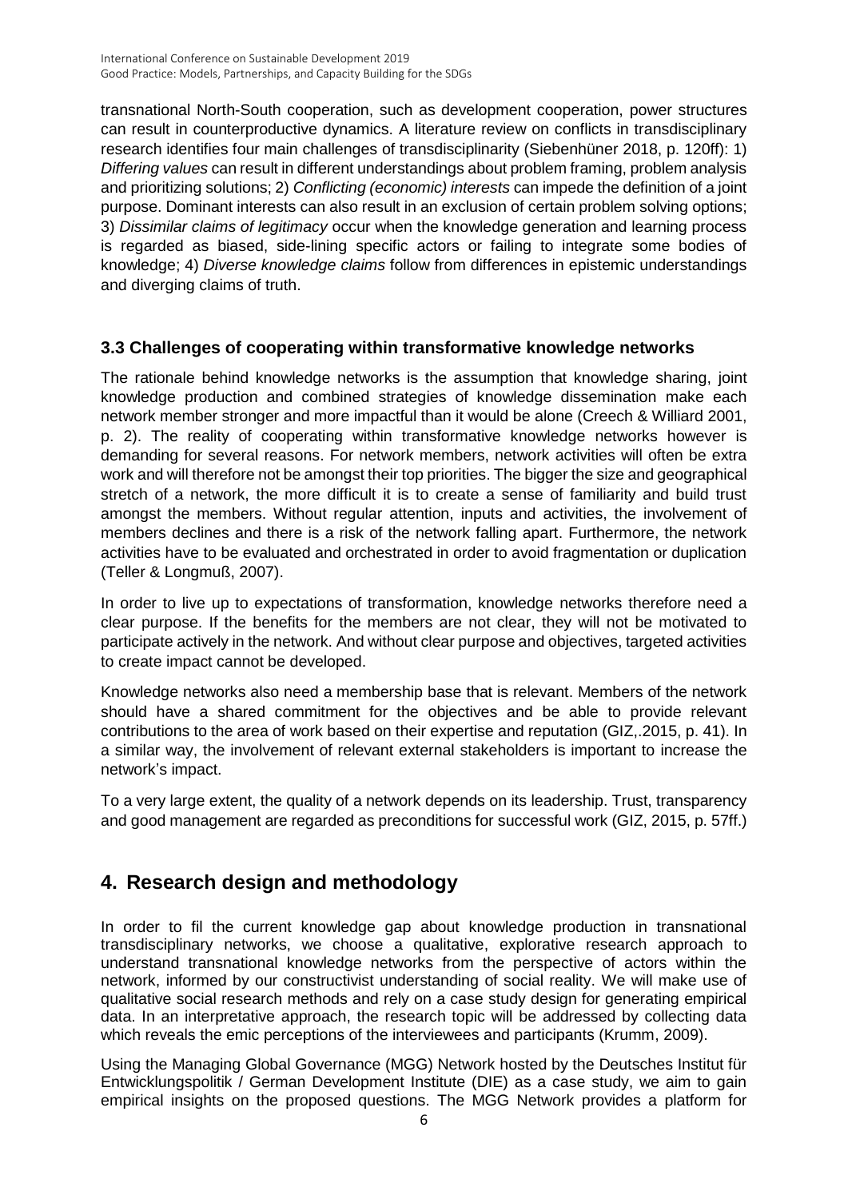transnational North-South cooperation, such as development cooperation, power structures can result in counterproductive dynamics. A literature review on conflicts in transdisciplinary research identifies four main challenges of transdisciplinarity (Siebenhüner 2018, p. 120ff): 1) *Differing values* can result in different understandings about problem framing, problem analysis and prioritizing solutions; 2) *Conflicting (economic) interests* can impede the definition of a joint purpose. Dominant interests can also result in an exclusion of certain problem solving options; 3) *Dissimilar claims of legitimacy* occur when the knowledge generation and learning process is regarded as biased, side-lining specific actors or failing to integrate some bodies of knowledge; 4) *Diverse knowledge claims* follow from differences in epistemic understandings and diverging claims of truth.

### 3.3 Challenges of cooperating within transformative knowledge networks

The rationale behind knowledge networks is the assumption that knowledge sharing, joint knowledge production and combined strategies of knowledge dissemination make each network member stronger and more impactful than it would be alone (Creech & Williard 2001, p. 2). The reality of cooperating within transformative knowledge networks however is demanding for several reasons. For network members, network activities will often be extra work and will therefore not be amongst their top priorities. The bigger the size and geographical stretch of a network, the more difficult it is to create a sense of familiarity and build trust amongst the members. Without regular attention, inputs and activities, the involvement of members declines and there is a risk of the network falling apart. Furthermore, the network activities have to be evaluated and orchestrated in order to avoid fragmentation or duplication (Teller & Longmuß, 2007).

In order to live up to expectations of transformation, knowledge networks therefore need a clear purpose. If the benefits for the members are not clear, they will not be motivated to participate actively in the network. And without clear purpose and objectives, targeted activities to create impact cannot be developed.

Knowledge networks also need a membership base that is relevant. Members of the network should have a shared commitment for the objectives and be able to provide relevant contributions to the area of work based on their expertise and reputation (GIZ,.2015, p. 41). In a similar way, the involvement of relevant external stakeholders is important to increase the network's impact.

To a very large extent, the quality of a network depends on its leadership. Trust, transparency and good management are regarded as preconditions for successful work (GIZ, 2015, p. 57ff.)

## 4. Research design and methodology

In order to fil the current knowledge gap about knowledge production in transnational transdisciplinary networks, we choose a qualitative, explorative research approach to understand transnational knowledge networks from the perspective of actors within the network, informed by our constructivist understanding of social reality. We will make use of qualitative social research methods and rely on a case study design for generating empirical data. In an interpretative approach, the research topic will be addressed by collecting data which reveals the emic perceptions of the interviewees and participants (Krumm, 2009).

Using the Managing Global Governance (MGG) Network hosted by the Deutsches Institut für Entwicklungspolitik / German Development Institute (DIE) as a case study, we aim to gain empirical insights on the proposed questions. The MGG Network provides a platform for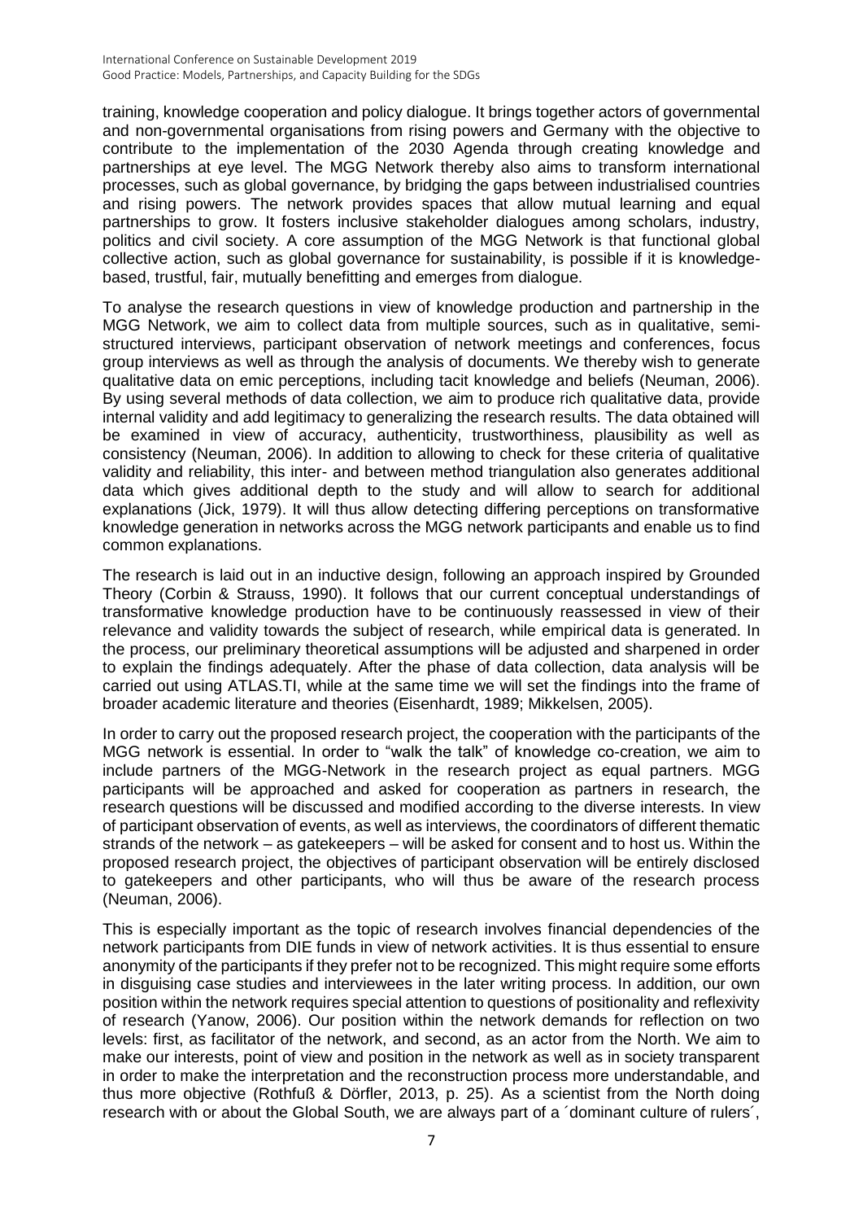training, knowledge cooperation and policy dialogue. It brings together actors of governmental and non-governmental organisations from rising powers and Germany with the objective to contribute to the implementation of the 2030 Agenda through creating knowledge and partnerships at eye level. The MGG Network thereby also aims to transform international processes, such as global governance, by bridging the gaps between industrialised countries and rising powers. The network provides spaces that allow mutual learning and equal partnerships to grow. It fosters inclusive stakeholder dialogues among scholars, industry, politics and civil society. A core assumption of the MGG Network is that functional global collective action, such as global governance for sustainability, is possible if it is knowledge-based, trustful, fair, mutually benefitting and emerges from dialogue.

To analyse the research questions in view of knowledge production and partnership in the MGG Network, we aim to collect data from multiple sources, such as in qualitative, semi-structured interviews, participant observation of network meetings and conferences, focus group interviews as well as through the analysis of documents. We thereby wish to generate qualitative data on emic perceptions, including tacit knowledge and beliefs (Neuman, 2006). By using several methods of data collection, we aim to produce rich qualitative data, provide internal validity and add legitimacy to generalizing the research results. The data obtained will be examined in view of accuracy, authenticity, trustworthiness, plausibility as well as consistency (Neuman, 2006). In addition to allowing to check for these criteria of qualitative validity and reliability, this inter- and between method triangulation also generates additional data which gives additional depth to the study and will allow to search for additional explanations (Jick, 1979). It will thus allow detecting differing perceptions on transformative knowledge generation in networks across the MGG network participants and enable us to find common explanations.

The research is laid out in an inductive design, following an approach inspired by Grounded Theory (Corbin & Strauss, 1990). It follows that our current conceptual understandings of transformative knowledge production have to be continuously reassessed in view of their relevance and validity towards the subject of research, while empirical data is generated. In the process, our preliminary theoretical assumptions will be adjusted and sharpened in order to explain the findings adequately. After the phase of data collection, data analysis will be carried out using ATLAS.TI, while at the same time we will set the findings into the frame of broader academic literature and theories (Eisenhardt, 1989; Mikkelsen, 2005).

In order to carry out the proposed research project, the cooperation with the participants of the MGG network is essential. In order to "walk the talk" of knowledge co-creation, we aim to include partners of the MGG-Network in the research project as equal partners. MGG participants will be approached and asked for cooperation as partners in research, the research questions will be discussed and modified according to the diverse interests. In view of participant observation of events, as well as interviews, the coordinators of different thematic strands of the network – as gatekeepers – will be asked for consent and to host us. Within the proposed research project, the objectives of participant observation will be entirely disclosed to gatekeepers and other participants, who will thus be aware of the research process (Neuman, 2006).

This is especially important as the topic of research involves financial dependencies of the network participants from DIE funds in view of network activities. It is thus essential to ensure anonymity of the participants if they prefer not to be recognized. This might require some efforts in disguising case studies and interviewees in the later writing process. In addition, our own position within the network requires special attention to questions of positionality and reflexivity of research (Yanow, 2006). Our position within the network demands for reflection on two levels: first, as facilitator of the network, and second, as an actor from the North. We aim to make our interests, point of view and position in the network as well as in society transparent in order to make the interpretation and the reconstruction process more understandable, and thus more objective (Rothfuß & Dörfler, 2013, p. 25). As a scientist from the North doing research with or about the Global South, we are always part of a ´dominant culture of rulers´,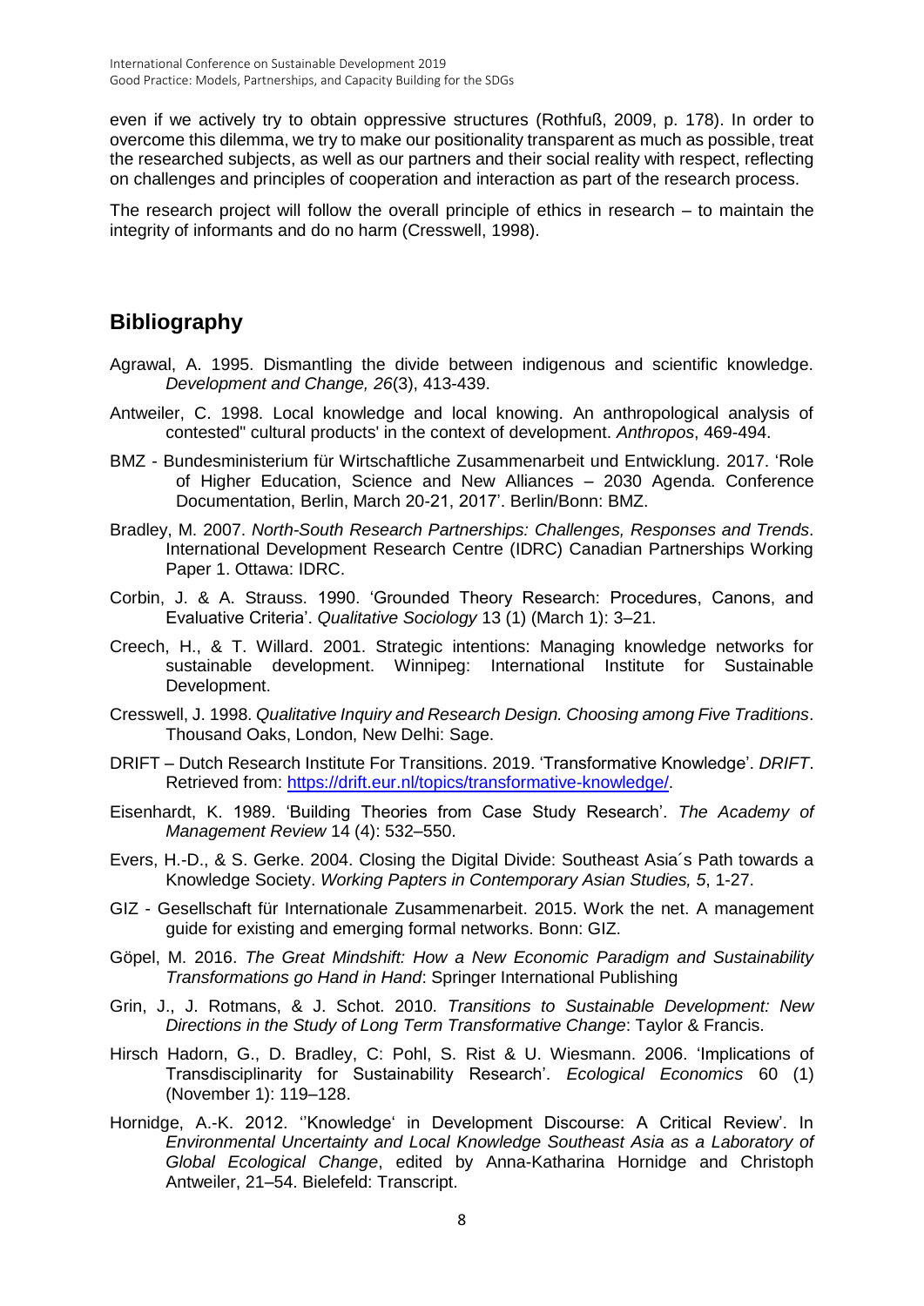even if we actively try to obtain oppressive structures (Rothfuß, 2009, p. 178). In order to overcome this dilemma, we try to make our positionality transparent as much as possible, treat the researched subjects, as well as our partners and their social reality with respect, reflecting on challenges and principles of cooperation and interaction as part of the research process.

The research project will follow the overall principle of ethics in research – to maintain the integrity of informants and do no harm (Cresswell, 1998).

## Bibliography

Agrawal, A. 1995. Dismantling the divide between indigenous and scientific knowledge. *Development and Change, 26*(3), 413-439.

Antweiler, C. 1998. Local knowledge and local knowing. An anthropological analysis of contested" cultural products' in the context of development. *Anthropos*, 469-494.

BMZ - Bundesministerium für Wirtschaftliche Zusammenarbeit und Entwicklung. 2017. 'Role of Higher Education, Science and New Alliances – 2030 Agenda. Conference Documentation, Berlin, March 20-21, 2017'. Berlin/Bonn: BMZ.

Bradley, M. 2007. *North-South Research Partnerships: Challenges, Responses and Trends*. International Development Research Centre (IDRC) Canadian Partnerships Working Paper 1. Ottawa: IDRC.

Corbin, J. & A. Strauss. 1990. 'Grounded Theory Research: Procedures, Canons, and Evaluative Criteria'. *Qualitative Sociology* 13 (1) (March 1): 3–21.

Creech, H., & T. Willard. 2001. Strategic intentions: Managing knowledge networks for sustainable development. Winnipeg: International Institute for Sustainable Development.

Cresswell, J. 1998. *Qualitative Inquiry and Research Design. Choosing among Five Traditions*. Thousand Oaks, London, New Delhi: Sage.

DRIFT – Dutch Research Institute For Transitions. 2019. 'Transformative Knowledge'. *DRIFT*. Retrieved from: https://drift.eur.nl/topics/transformative-knowledge/.

Eisenhardt, K. 1989. 'Building Theories from Case Study Research'. *The Academy of Management Review* 14 (4): 532–550.

Evers, H.-D., & S. Gerke. 2004. Closing the Digital Divide: Southeast Asia´s Path towards a Knowledge Society. *Working Papters in Contemporary Asian Studies, 5*, 1-27.

GIZ - Gesellschaft für Internationale Zusammenarbeit. 2015. Work the net. A management guide for existing and emerging formal networks. Bonn: GIZ.

Göpel, M. 2016. *The Great Mindshift: How a New Economic Paradigm and Sustainability Transformations go Hand in Hand*: Springer International Publishing

Grin, J., J. Rotmans, & J. Schot. 2010. *Transitions to Sustainable Development: New Directions in the Study of Long Term Transformative Change*: Taylor & Francis.

Hirsch Hadorn, G., D. Bradley, C: Pohl, S. Rist & U. Wiesmann. 2006. 'Implications of Transdisciplinarity for Sustainability Research'. *Ecological Economics* 60 (1) (November 1): 119–128.

Hornidge, A.-K. 2012. ''Knowledge' in Development Discourse: A Critical Review'. In *Environmental Uncertainty and Local Knowledge Southeast Asia as a Laboratory of Global Ecological Change*, edited by Anna-Katharina Hornidge and Christoph Antweiler, 21–54. Bielefeld: Transcript.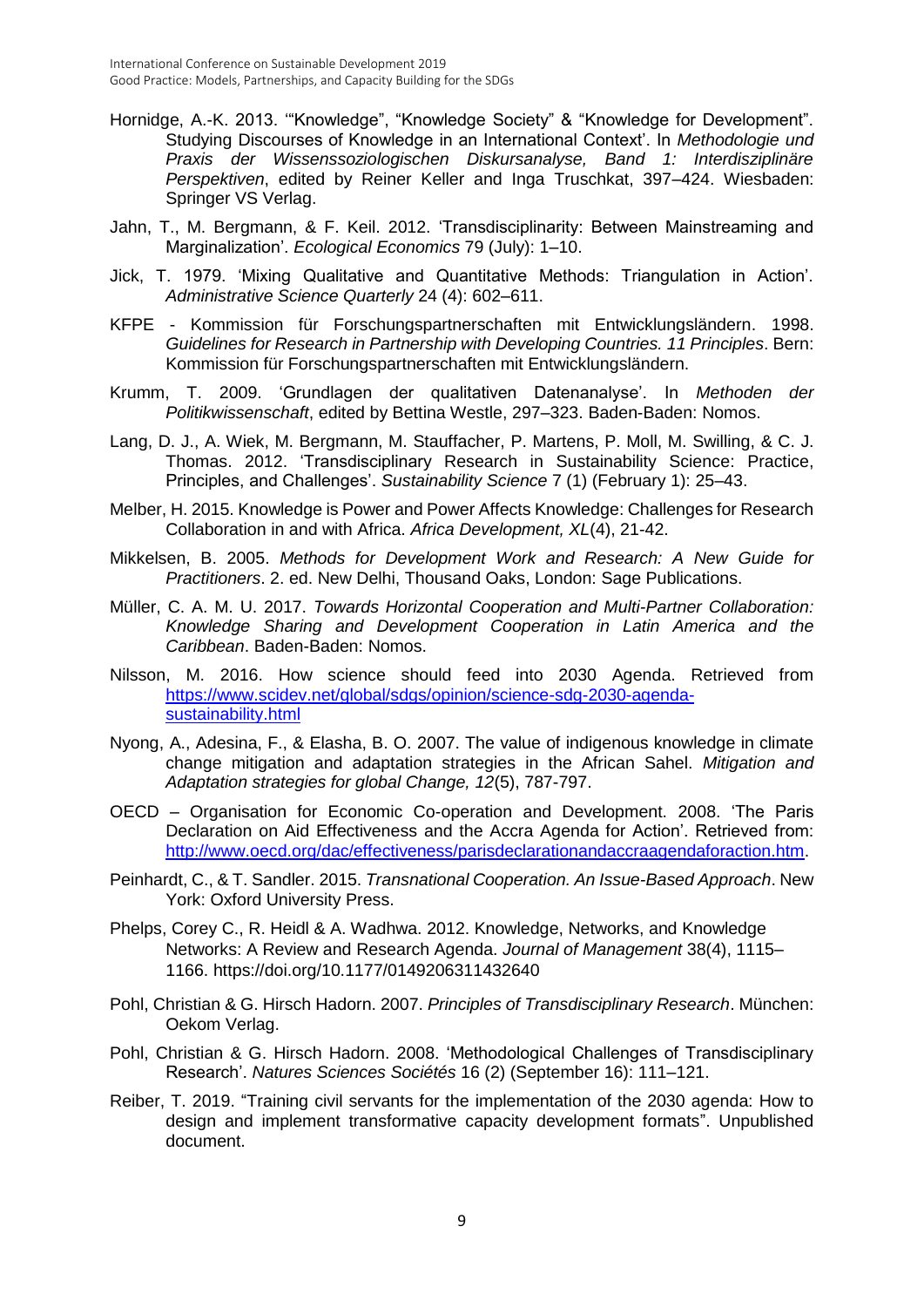Hornidge, A.-K. 2013. '"Knowledge", "Knowledge Society" & "Knowledge for Development". Studying Discourses of Knowledge in an International Context'. In *Methodologie und Praxis der Wissenssoziologischen Diskursanalyse, Band 1: Interdisziplinäre Perspektiven*, edited by Reiner Keller and Inga Truschkat, 397–424. Wiesbaden: Springer VS Verlag.

Jahn, T., M. Bergmann, & F. Keil. 2012. 'Transdisciplinarity: Between Mainstreaming and Marginalization'. *Ecological Economics* 79 (July): 1–10.

Jick, T. 1979. 'Mixing Qualitative and Quantitative Methods: Triangulation in Action'. *Administrative Science Quarterly* 24 (4): 602–611.

KFPE - Kommission für Forschungspartnerschaften mit Entwicklungsländern. 1998. *Guidelines for Research in Partnership with Developing Countries. 11 Principles*. Bern: Kommission für Forschungspartnerschaften mit Entwicklungsländern.

Krumm, T. 2009. 'Grundlagen der qualitativen Datenanalyse'. In *Methoden der Politikwissenschaft*, edited by Bettina Westle, 297–323. Baden-Baden: Nomos.

Lang, D. J., A. Wiek, M. Bergmann, M. Stauffacher, P. Martens, P. Moll, M. Swilling, & C. J. Thomas. 2012. 'Transdisciplinary Research in Sustainability Science: Practice, Principles, and Challenges'. *Sustainability Science* 7 (1) (February 1): 25–43.

Melber, H. 2015. Knowledge is Power and Power Affects Knowledge: Challenges for Research Collaboration in and with Africa. *Africa Development, XL*(4), 21-42.

Mikkelsen, B. 2005. *Methods for Development Work and Research: A New Guide for Practitioners*. 2. ed. New Delhi, Thousand Oaks, London: Sage Publications.

Müller, C. A. M. U. 2017. *Towards Horizontal Cooperation and Multi-Partner Collaboration: Knowledge Sharing and Development Cooperation in Latin America and the Caribbean*. Baden-Baden: Nomos.

Nilsson, M. 2016. How science should feed into 2030 Agenda. Retrieved from https://www.scidev.net/global/sdgs/opinion/science-sdg-2030-agenda-sustainability.html

Nyong, A., Adesina, F., & Elasha, B. O. 2007. The value of indigenous knowledge in climate change mitigation and adaptation strategies in the African Sahel. *Mitigation and Adaptation strategies for global Change, 12*(5), 787-797.

OECD – Organisation for Economic Co-operation and Development. 2008. 'The Paris Declaration on Aid Effectiveness and the Accra Agenda for Action'. Retrieved from: http://www.oecd.org/dac/effectiveness/parisdeclarationandaccraagendaforaction.htm.

Peinhardt, C., & T. Sandler. 2015. *Transnational Cooperation. An Issue-Based Approach*. New York: Oxford University Press.

Phelps, Corey C., R. Heidl & A. Wadhwa. 2012. Knowledge, Networks, and Knowledge Networks: A Review and Research Agenda. *Journal of Management* 38(4), 1115–1166. https://doi.org/10.1177/0149206311432640

Pohl, Christian & G. Hirsch Hadorn. 2007. *Principles of Transdisciplinary Research*. München: Oekom Verlag.

Pohl, Christian & G. Hirsch Hadorn. 2008. 'Methodological Challenges of Transdisciplinary Research'. *Natures Sciences Sociétés* 16 (2) (September 16): 111–121.

Reiber, T. 2019. "Training civil servants for the implementation of the 2030 agenda: How to design and implement transformative capacity development formats". Unpublished document.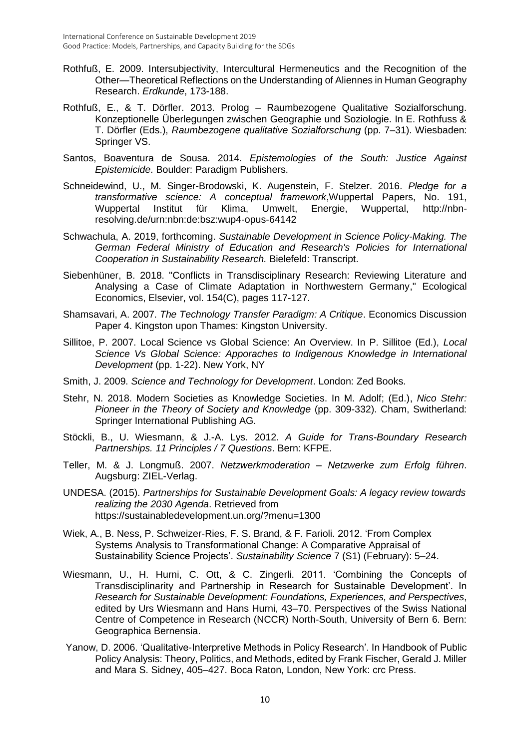Rothfuß, E. 2009. Intersubjectivity, Intercultural Hermeneutics and the Recognition of the Other—Theoretical Reflections on the Understanding of Aliennes in Human Geography Research. *Erdkunde*, 173-188.

Rothfuß, E., & T. Dörfler. 2013. Prolog – Raumbezogene Qualitative Sozialforschung. Konzeptionelle Überlegungen zwischen Geographie und Soziologie. In E. Rothfuss & T. Dörfler (Eds.), *Raumbezogene qualitative Sozialforschung* (pp. 7–31). Wiesbaden: Springer VS.

Santos, Boaventura de Sousa. 2014. *Epistemologies of the South: Justice Against Epistemicide*. Boulder: Paradigm Publishers.

Schneidewind, U., M. Singer-Brodowski, K. Augenstein, F. Stelzer. 2016. *Pledge for a transformative science: A conceptual framework*,Wuppertal Papers, No. 191, Wuppertal Institut für Klima, Umwelt, Energie, Wuppertal, http://nbn-resolving.de/urn:nbn:de:bsz:wup4-opus-64142

Schwachula, A. 2019, forthcoming. *Sustainable Development in Science Policy-Making. The German Federal Ministry of Education and Research's Policies for International Cooperation in Sustainability Research.* Bielefeld: Transcript.

Siebenhüner, B. 2018. "Conflicts in Transdisciplinary Research: Reviewing Literature and Analysing a Case of Climate Adaptation in Northwestern Germany," Ecological Economics, Elsevier, vol. 154(C), pages 117-127.

Shamsavari, A. 2007. *The Technology Transfer Paradigm: A Critique*. Economics Discussion Paper 4. Kingston upon Thames: Kingston University.

Sillitoe, P. 2007. Local Science vs Global Science: An Overview. In P. Sillitoe (Ed.), *Local Science Vs Global Science: Apporaches to Indigenous Knowledge in International Development* (pp. 1-22). New York, NY

Smith, J. 2009. *Science and Technology for Development*. London: Zed Books.

Stehr, N. 2018. Modern Societies as Knowledge Societies. In M. Adolf; (Ed.), *Nico Stehr: Pioneer in the Theory of Society and Knowledge* (pp. 309-332). Cham, Switherland: Springer International Publishing AG.

Stöckli, B., U. Wiesmann, & J.-A. Lys. 2012. *A Guide for Trans-Boundary Research Partnerships. 11 Principles / 7 Questions*. Bern: KFPE.

Teller, M. & J. Longmuß. 2007. *Netzwerkmoderation – Netzwerke zum Erfolg führen*. Augsburg: ZIEL-Verlag.

UNDESA. (2015). *Partnerships for Sustainable Development Goals: A legacy review towards realizing the 2030 Agenda*. Retrieved from https://sustainabledevelopment.un.org/?menu=1300

Wiek, A., B. Ness, P. Schweizer-Ries, F. S. Brand, & F. Farioli. 2012. 'From Complex Systems Analysis to Transformational Change: A Comparative Appraisal of Sustainability Science Projects'. *Sustainability Science* 7 (S1) (February): 5–24.

Wiesmann, U., H. Hurni, C. Ott, & C. Zingerli. 2011. 'Combining the Concepts of Transdisciplinarity and Partnership in Research for Sustainable Development'. In *Research for Sustainable Development: Foundations, Experiences, and Perspectives*, edited by Urs Wiesmann and Hans Hurni, 43–70. Perspectives of the Swiss National Centre of Competence in Research (NCCR) North-South, University of Bern 6. Bern: Geographica Bernensia.

Yanow, D. 2006. 'Qualitative-Interpretive Methods in Policy Research'. In Handbook of Public Policy Analysis: Theory, Politics, and Methods, edited by Frank Fischer, Gerald J. Miller and Mara S. Sidney, 405–427. Boca Raton, London, New York: crc Press.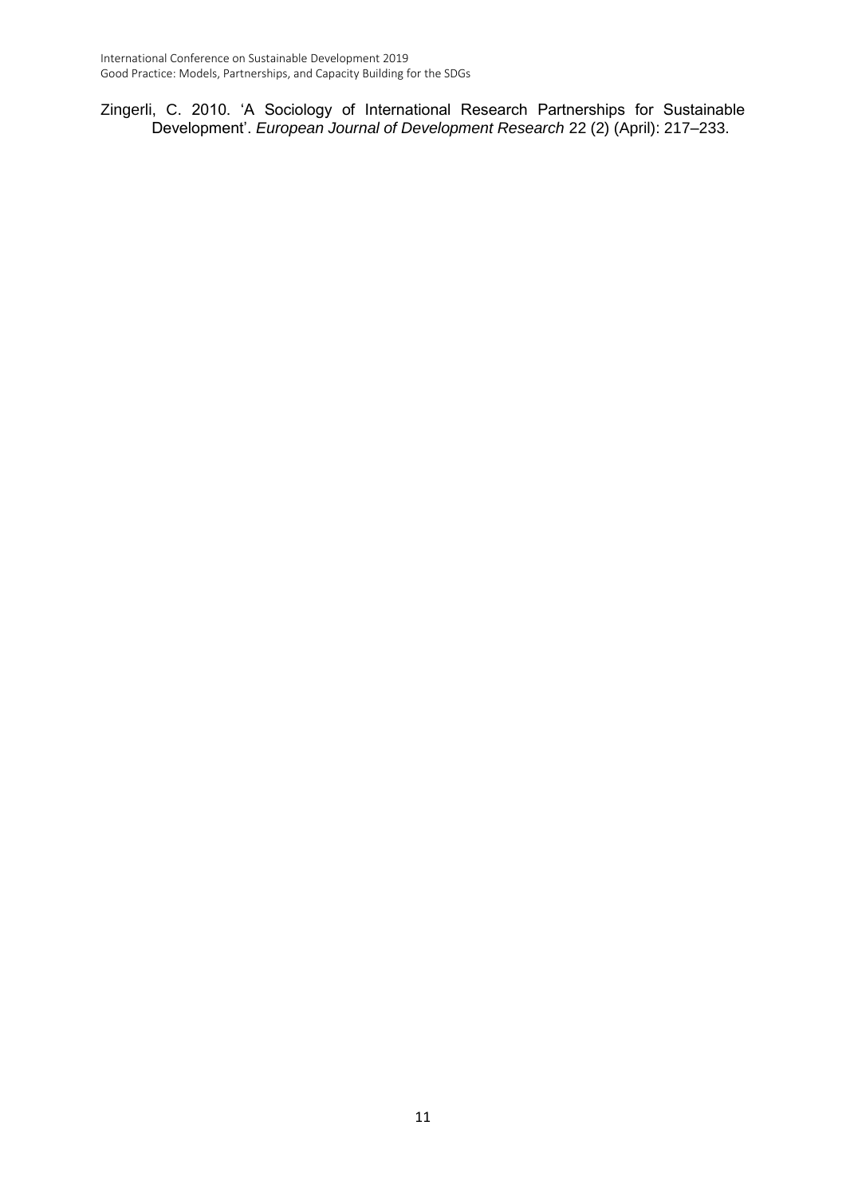Zingerli, C. 2010. 'A Sociology of International Research Partnerships for Sustainable Development'. *European Journal of Development Research* 22 (2) (April): 217–233.